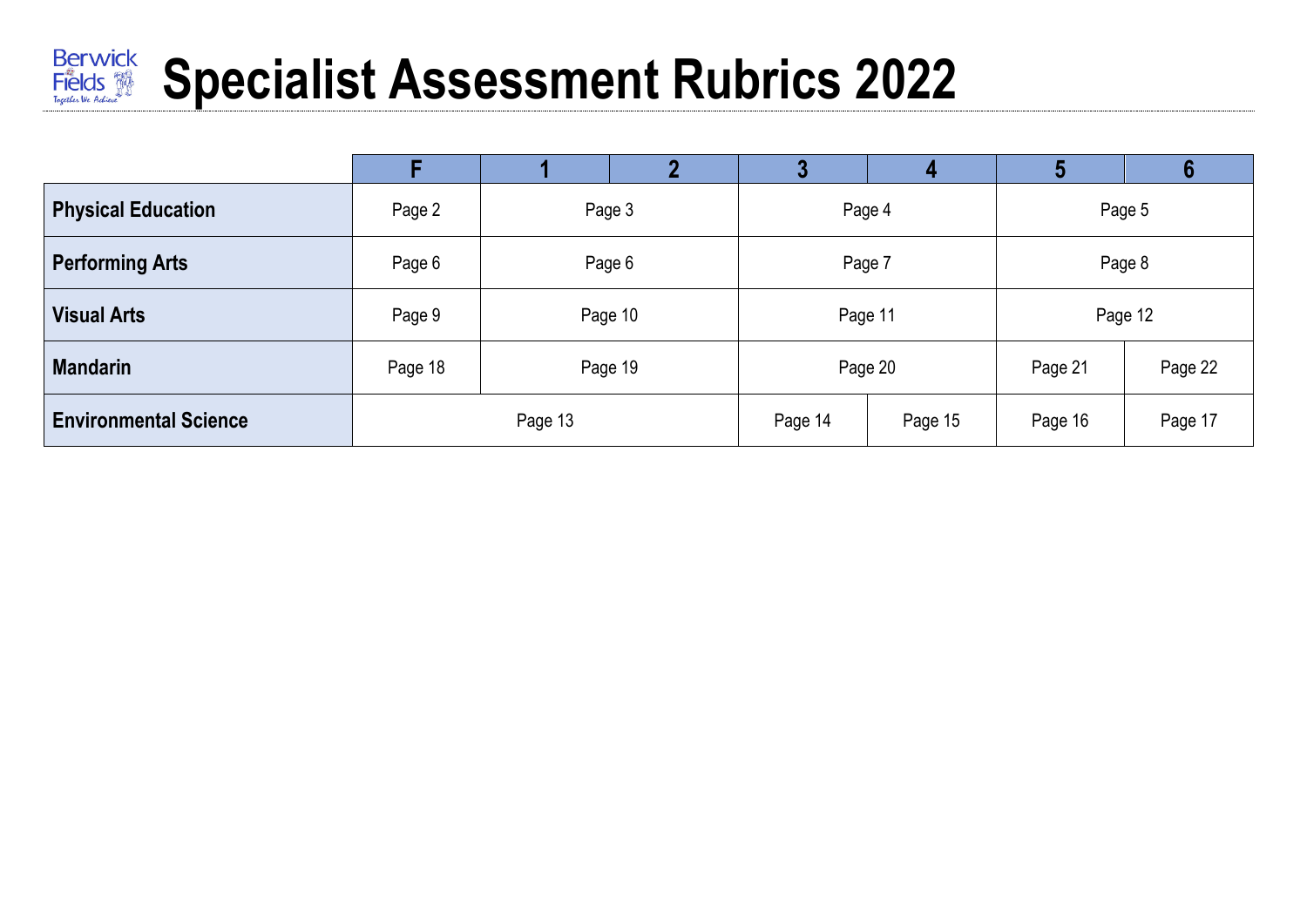Berwick Fields
*Together We Achieve*

# Specialist Assessment Rubrics 2022

| | F | 1 | 2 | 3 | 4 | 5 | 6 |
|---|---|---|---|---|---|---|---|
| **Physical Education** | Page 2 | Page 3 | | Page 4 | | Page 5 | |
| **Performing Arts** | Page 6 | Page 6 | | Page 7 | | Page 8 | |
| **Visual Arts** | Page 9 | Page 10 | | Page 11 | | Page 12 | |
| **Mandarin** | Page 18 | Page 19 | | Page 20 | | Page 21 | Page 22 |
| **Environmental Science** | Page 13 | | | Page 14 | Page 15 | Page 16 | Page 17 |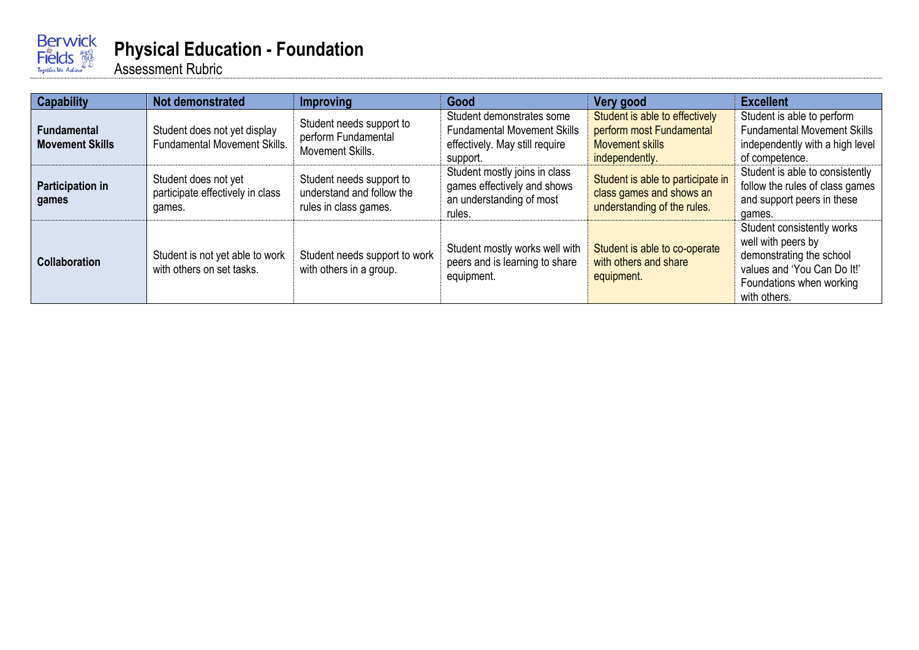# Physical Education - Foundation

Assessment Rubric

| Capability | Not demonstrated | Improving | Good | Very good | Excellent |
| --- | --- | --- | --- | --- | --- |
| **Fundamental Movement Skills** | Student does not yet display Fundamental Movement Skills. | Student needs support to perform Fundamental Movement Skills. | Student demonstrates some Fundamental Movement Skills effectively. May still require support. | Student is able to effectively perform most Fundamental Movement skills independently. | Student is able to perform Fundamental Movement Skills independently with a high level of competence. |
| **Participation in games** | Student does not yet participate effectively in class games. | Student needs support to understand and follow the rules in class games. | Student mostly joins in class games effectively and shows an understanding of most rules. | Student is able to participate in class games and shows an understanding of the rules. | Student is able to consistently follow the rules of class games and support peers in these games. |
| **Collaboration** | Student is not yet able to work with others on set tasks. | Student needs support to work with others in a group. | Student mostly works well with peers and is learning to share equipment. | Student is able to co-operate with others and share equipment. | Student consistently works well with peers by demonstrating the school values and 'You Can Do It!' Foundations when working with others. |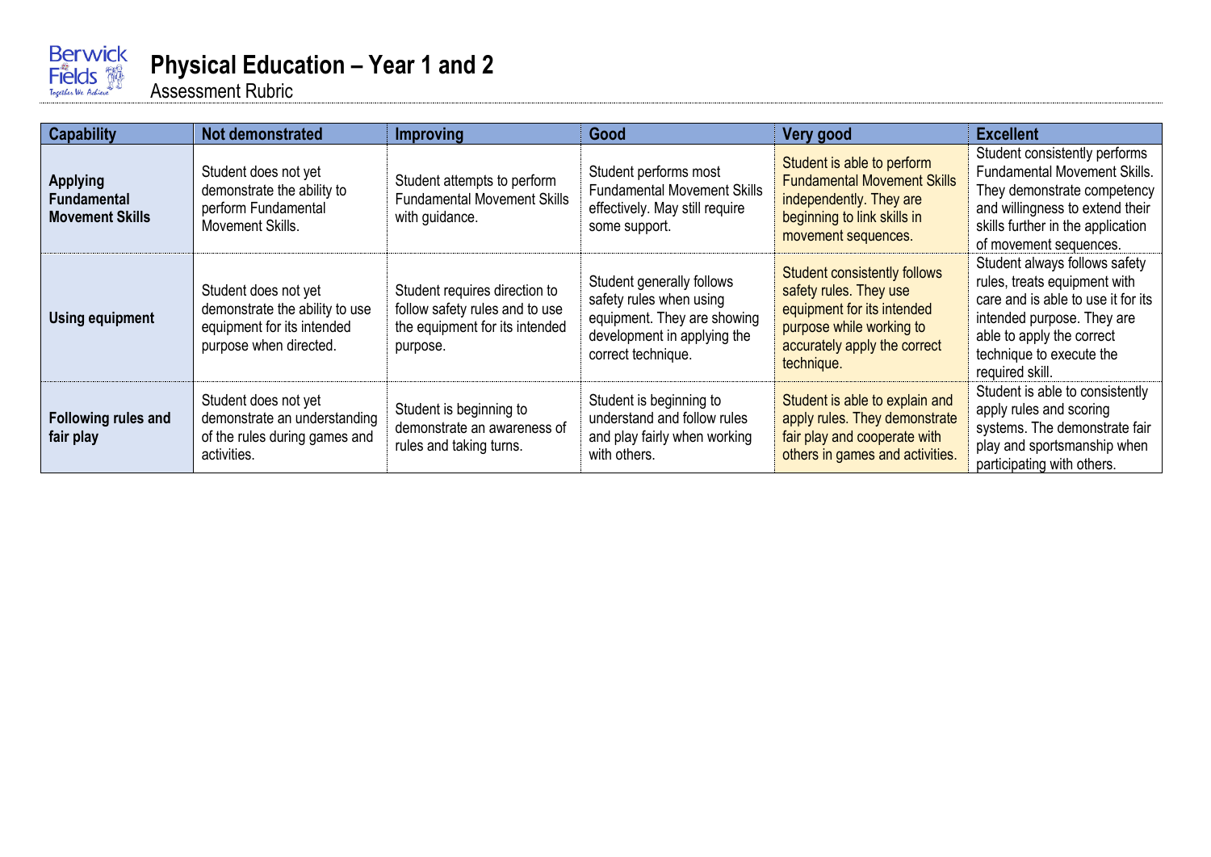# Physical Education – Year 1 and 2

Assessment Rubric

| Capability | Not demonstrated | Improving | Good | Very good | Excellent |
|---|---|---|---|---|---|
| **Applying Fundamental Movement Skills** | Student does not yet demonstrate the ability to perform Fundamental Movement Skills. | Student attempts to perform Fundamental Movement Skills with guidance. | Student performs most Fundamental Movement Skills effectively. May still require some support. | Student is able to perform Fundamental Movement Skills independently. They are beginning to link skills in movement sequences. | Student consistently performs Fundamental Movement Skills. They demonstrate competency and willingness to extend their skills further in the application of movement sequences. |
| **Using equipment** | Student does not yet demonstrate the ability to use equipment for its intended purpose when directed. | Student requires direction to follow safety rules and to use the equipment for its intended purpose. | Student generally follows safety rules when using equipment. They are showing development in applying the correct technique. | Student consistently follows safety rules. They use equipment for its intended purpose while working to accurately apply the correct technique. | Student always follows safety rules, treats equipment with care and is able to use it for its intended purpose. They are able to apply the correct technique to execute the required skill. |
| **Following rules and fair play** | Student does not yet demonstrate an understanding of the rules during games and activities. | Student is beginning to demonstrate an awareness of rules and taking turns. | Student is beginning to understand and follow rules and play fairly when working with others. | Student is able to explain and apply rules. They demonstrate fair play and cooperate with others in games and activities. | Student is able to consistently apply rules and scoring systems. The demonstrate fair play and sportsmanship when participating with others. |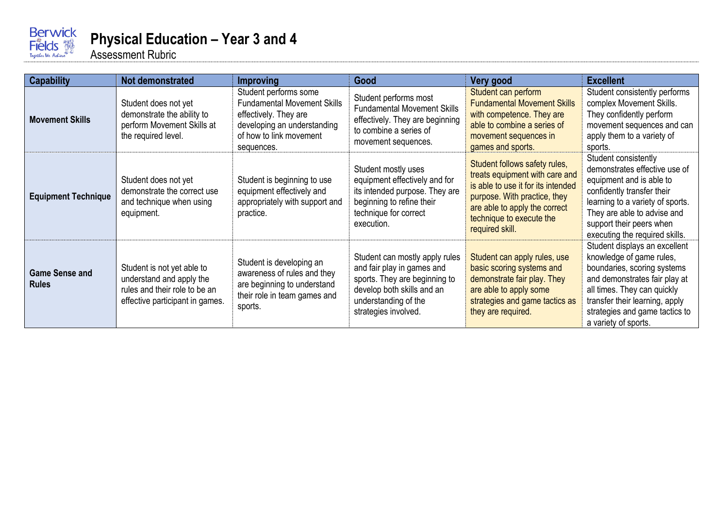# Physical Education – Year 3 and 4

Assessment Rubric

| Capability | Not demonstrated | Improving | Good | Very good | Excellent |
|---|---|---|---|---|---|
| **Movement Skills** | Student does not yet demonstrate the ability to perform Movement Skills at the required level. | Student performs some Fundamental Movement Skills effectively. They are developing an understanding of how to link movement sequences. | Student performs most Fundamental Movement Skills effectively. They are beginning to combine a series of movement sequences. | Student can perform Fundamental Movement Skills with competence. They are able to combine a series of movement sequences in games and sports. | Student consistently performs complex Movement Skills. They confidently perform movement sequences and can apply them to a variety of sports. |
| **Equipment Technique** | Student does not yet demonstrate the correct use and technique when using equipment. | Student is beginning to use equipment effectively and appropriately with support and practice. | Student mostly uses equipment effectively and for its intended purpose. They are beginning to refine their technique for correct execution. | Student follows safety rules, treats equipment with care and is able to use it for its intended purpose. With practice, they are able to apply the correct technique to execute the required skill. | Student consistently demonstrates effective use of equipment and is able to confidently transfer their learning to a variety of sports. They are able to advise and support their peers when executing the required skills. |
| **Game Sense and Rules** | Student is not yet able to understand and apply the rules and their role to be an effective participant in games. | Student is developing an awareness of rules and they are beginning to understand their role in team games and sports. | Student can mostly apply rules and fair play in games and sports. They are beginning to develop both skills and an understanding of the strategies involved. | Student can apply rules, use basic scoring systems and demonstrate fair play. They are able to apply some strategies and game tactics as they are required. | Student displays an excellent knowledge of game rules, boundaries, scoring systems and demonstrates fair play at all times. They can quickly transfer their learning, apply strategies and game tactics to a variety of sports. |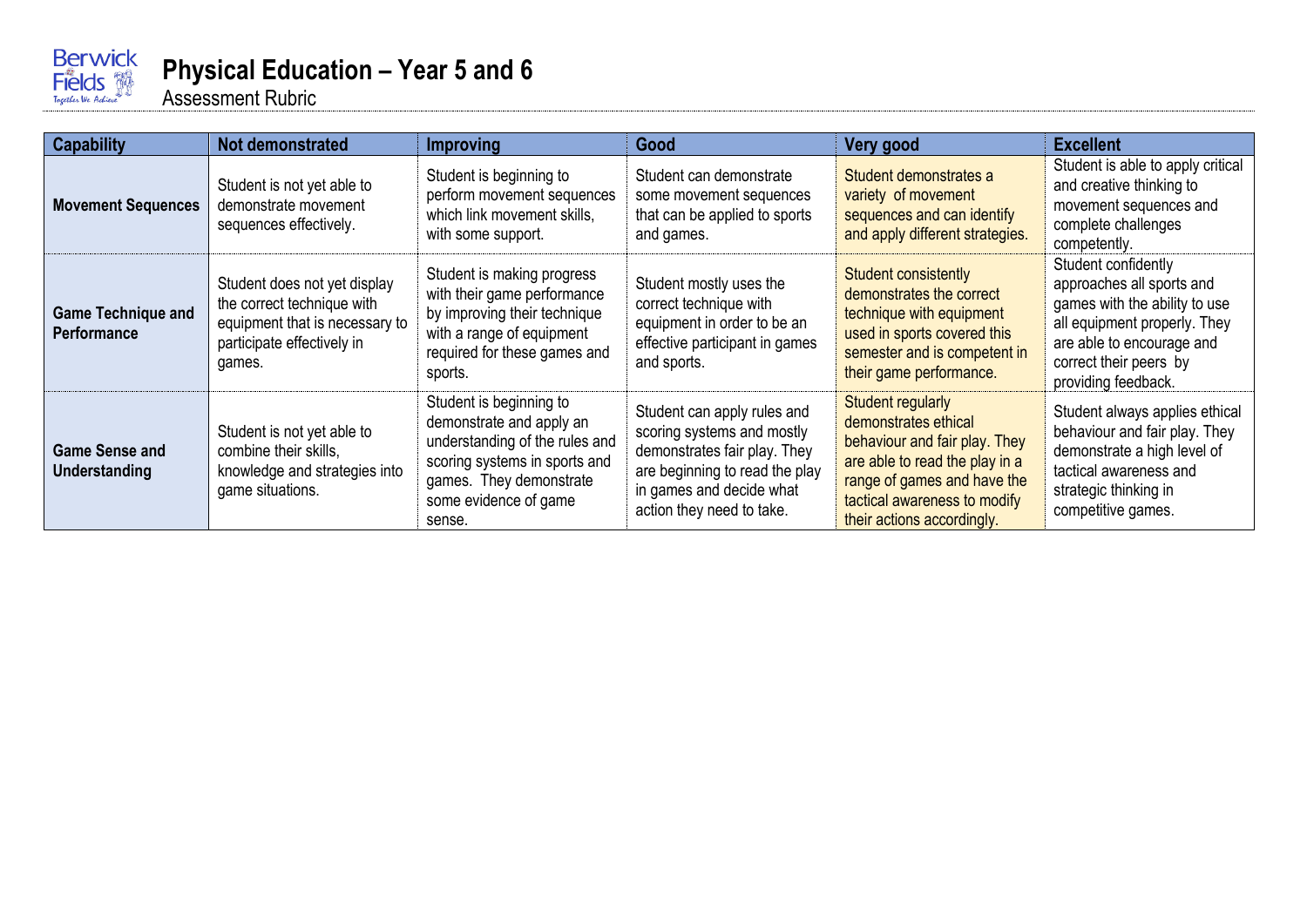# Physical Education – Year 5 and 6

Assessment Rubric

| Capability | Not demonstrated | Improving | Good | Very good | Excellent |
|---|---|---|---|---|---|
| **Movement Sequences** | Student is not yet able to demonstrate movement sequences effectively. | Student is beginning to perform movement sequences which link movement skills, with some support. | Student can demonstrate some movement sequences that can be applied to sports and games. | Student demonstrates a variety of movement sequences and can identify and apply different strategies. | Student is able to apply critical and creative thinking to movement sequences and complete challenges competently. |
| **Game Technique and Performance** | Student does not yet display the correct technique with equipment that is necessary to participate effectively in games. | Student is making progress with their game performance by improving their technique with a range of equipment required for these games and sports. | Student mostly uses the correct technique with equipment in order to be an effective participant in games and sports. | Student consistently demonstrates the correct technique with equipment used in sports covered this semester and is competent in their game performance. | Student confidently approaches all sports and games with the ability to use all equipment properly. They are able to encourage and correct their peers by providing feedback. |
| **Game Sense and Understanding** | Student is not yet able to combine their skills, knowledge and strategies into game situations. | Student is beginning to demonstrate and apply an understanding of the rules and scoring systems in sports and games. They demonstrate some evidence of game sense. | Student can apply rules and scoring systems and mostly demonstrates fair play. They are beginning to read the play in games and decide what action they need to take. | Student regularly demonstrates ethical behaviour and fair play. They are able to read the play in a range of games and have the tactical awareness to modify their actions accordingly. | Student always applies ethical behaviour and fair play. They demonstrate a high level of tactical awareness and strategic thinking in competitive games. |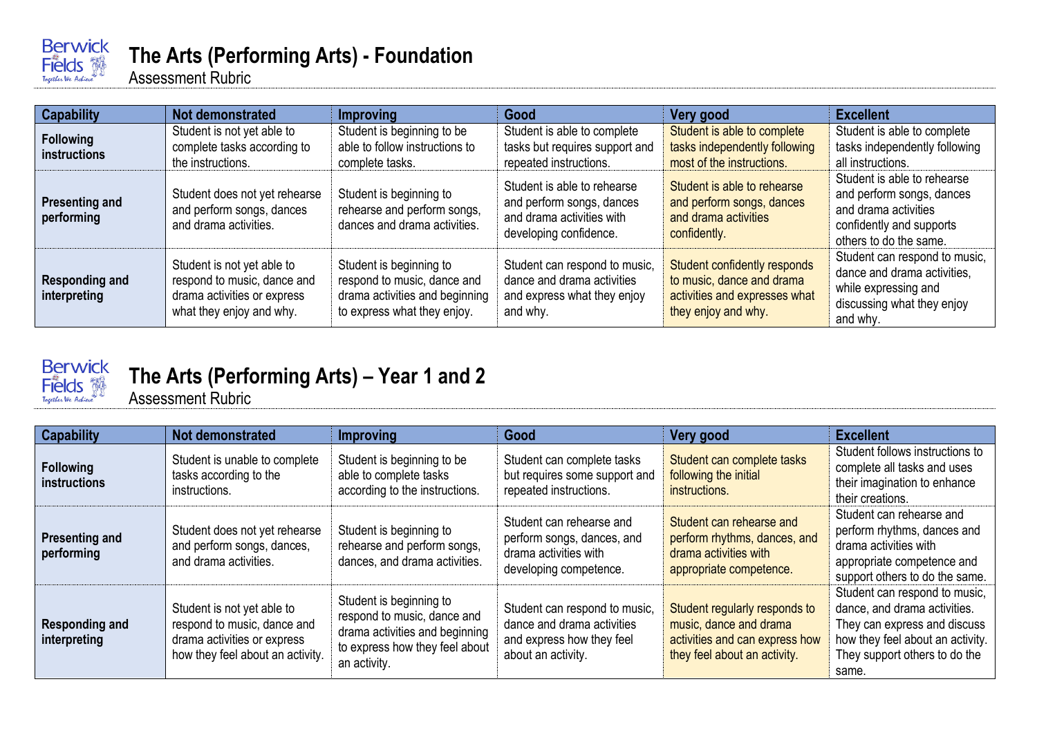# The Arts (Performing Arts) - Foundation

Assessment Rubric

| Capability | Not demonstrated | Improving | Good | Very good | Excellent |
|---|---|---|---|---|---|
| **Following instructions** | Student is not yet able to complete tasks according to the instructions. | Student is beginning to be able to follow instructions to complete tasks. | Student is able to complete tasks but requires support and repeated instructions. | Student is able to complete tasks independently following most of the instructions. | Student is able to complete tasks independently following all instructions. |
| **Presenting and performing** | Student does not yet rehearse and perform songs, dances and drama activities. | Student is beginning to rehearse and perform songs, dances and drama activities. | Student is able to rehearse and perform songs, dances and drama activities with developing confidence. | Student is able to rehearse and perform songs, dances and drama activities confidently. | Student is able to rehearse and perform songs, dances and drama activities confidently and supports others to do the same. |
| **Responding and interpreting** | Student is not yet able to respond to music, dance and drama activities or express what they enjoy and why. | Student is beginning to respond to music, dance and drama activities and beginning to express what they enjoy. | Student can respond to music, dance and drama activities and express what they enjoy and why. | Student confidently responds to music, dance and drama activities and expresses what they enjoy and why. | Student can respond to music, dance and drama activities, while expressing and discussing what they enjoy and why. |

# The Arts (Performing Arts) – Year 1 and 2

Assessment Rubric

| Capability | Not demonstrated | Improving | Good | Very good | Excellent |
|---|---|---|---|---|---|
| **Following instructions** | Student is unable to complete tasks according to the instructions. | Student is beginning to be able to complete tasks according to the instructions. | Student can complete tasks but requires some support and repeated instructions. | Student can complete tasks following the initial instructions. | Student follows instructions to complete all tasks and uses their imagination to enhance their creations. |
| **Presenting and performing** | Student does not yet rehearse and perform songs, dances, and drama activities. | Student is beginning to rehearse and perform songs, dances, and drama activities. | Student can rehearse and perform songs, dances, and drama activities with developing competence. | Student can rehearse and perform rhythms, dances, and drama activities with appropriate competence. | Student can rehearse and perform rhythms, dances and drama activities with appropriate competence and support others to do the same. |
| **Responding and interpreting** | Student is not yet able to respond to music, dance and drama activities or express how they feel about an activity. | Student is beginning to respond to music, dance and drama activities and beginning to express how they feel about an activity. | Student can respond to music, dance and drama activities and express how they feel about an activity. | Student regularly responds to music, dance and drama activities and can express how they feel about an activity. | Student can respond to music, dance, and drama activities. They can express and discuss how they feel about an activity. They support others to do the same. |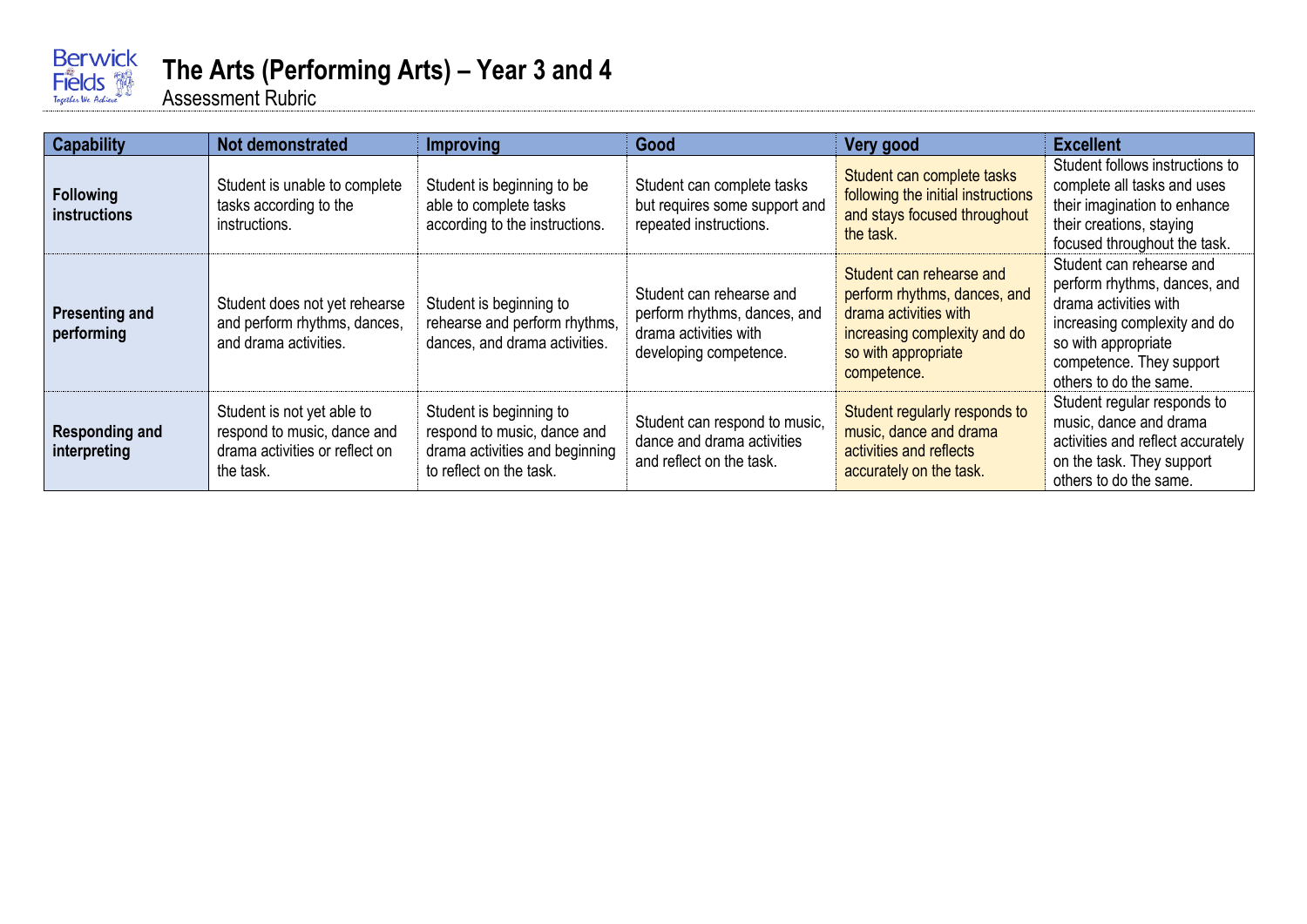# The Arts (Performing Arts) – Year 3 and 4

Assessment Rubric

| Capability | Not demonstrated | Improving | Good | Very good | Excellent |
|---|---|---|---|---|---|
| **Following instructions** | Student is unable to complete tasks according to the instructions. | Student is beginning to be able to complete tasks according to the instructions. | Student can complete tasks but requires some support and repeated instructions. | Student can complete tasks following the initial instructions and stays focused throughout the task. | Student follows instructions to complete all tasks and uses their imagination to enhance their creations, staying focused throughout the task. |
| **Presenting and performing** | Student does not yet rehearse and perform rhythms, dances, and drama activities. | Student is beginning to rehearse and perform rhythms, dances, and drama activities. | Student can rehearse and perform rhythms, dances, and drama activities with developing competence. | Student can rehearse and perform rhythms, dances, and drama activities with increasing complexity and do so with appropriate competence. | Student can rehearse and perform rhythms, dances, and drama activities with increasing complexity and do so with appropriate competence. They support others to do the same. |
| **Responding and interpreting** | Student is not yet able to respond to music, dance and drama activities or reflect on the task. | Student is beginning to respond to music, dance and drama activities and beginning to reflect on the task. | Student can respond to music, dance and drama activities and reflect on the task. | Student regularly responds to music, dance and drama activities and reflects accurately on the task. | Student regular responds to music, dance and drama activities and reflect accurately on the task. They support others to do the same. |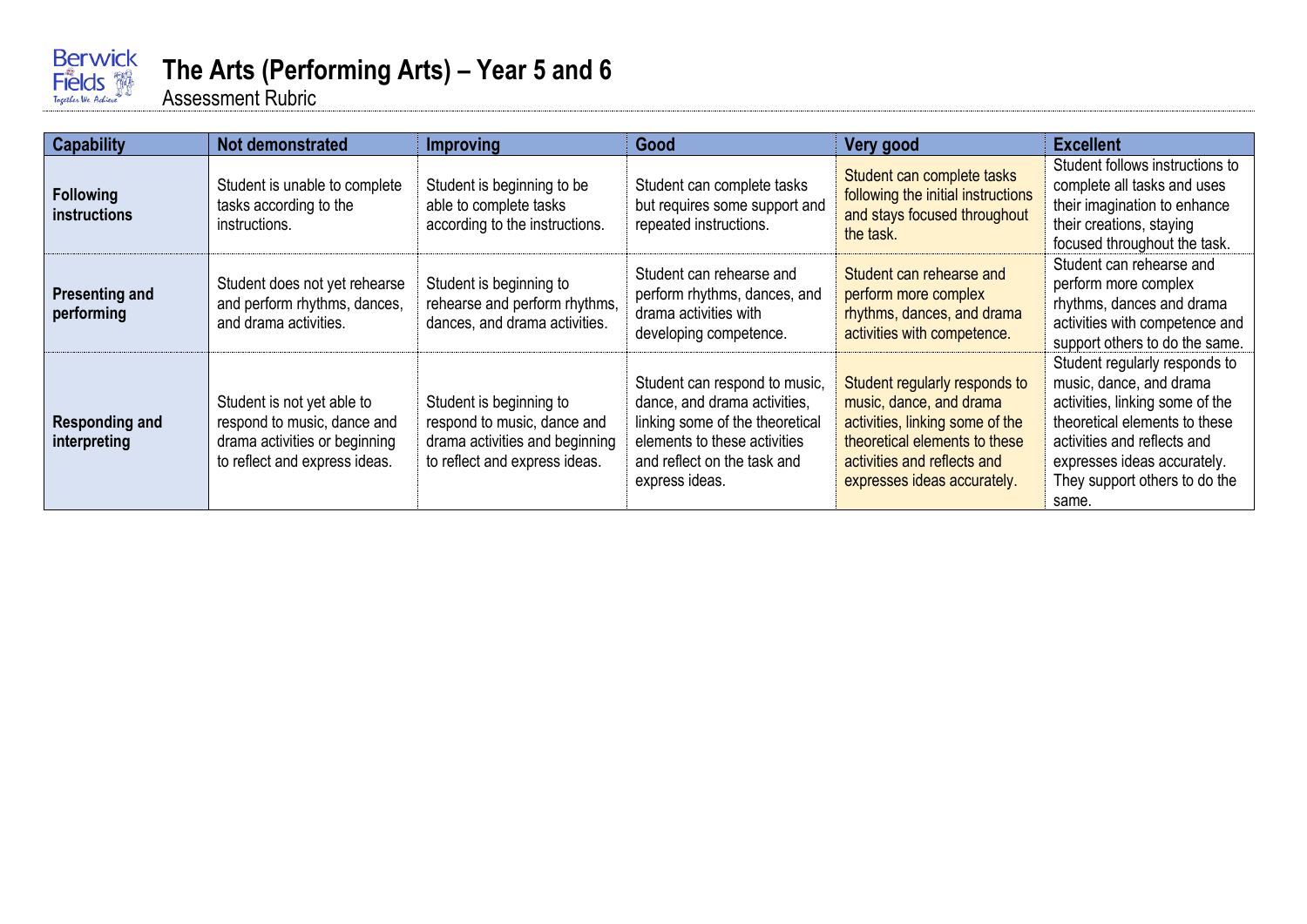# The Arts (Performing Arts) – Year 5 and 6

Assessment Rubric

| Capability | Not demonstrated | Improving | Good | Very good | Excellent |
| --- | --- | --- | --- | --- | --- |
| **Following instructions** | Student is unable to complete tasks according to the instructions. | Student is beginning to be able to complete tasks according to the instructions. | Student can complete tasks but requires some support and repeated instructions. | Student can complete tasks following the initial instructions and stays focused throughout the task. | Student follows instructions to complete all tasks and uses their imagination to enhance their creations, staying focused throughout the task. |
| **Presenting and performing** | Student does not yet rehearse and perform rhythms, dances, and drama activities. | Student is beginning to rehearse and perform rhythms, dances, and drama activities. | Student can rehearse and perform rhythms, dances, and drama activities with developing competence. | Student can rehearse and perform more complex rhythms, dances, and drama activities with competence. | Student can rehearse and perform more complex rhythms, dances and drama activities with competence and support others to do the same. |
| **Responding and interpreting** | Student is not yet able to respond to music, dance and drama activities or beginning to reflect and express ideas. | Student is beginning to respond to music, dance and drama activities and beginning to reflect and express ideas. | Student can respond to music, dance, and drama activities, linking some of the theoretical elements to these activities and reflect on the task and express ideas. | Student regularly responds to music, dance, and drama activities, linking some of the theoretical elements to these activities and reflects and expresses ideas accurately. | Student regularly responds to music, dance, and drama activities, linking some of the theoretical elements to these activities and reflects and expresses ideas accurately. They support others to do the same. |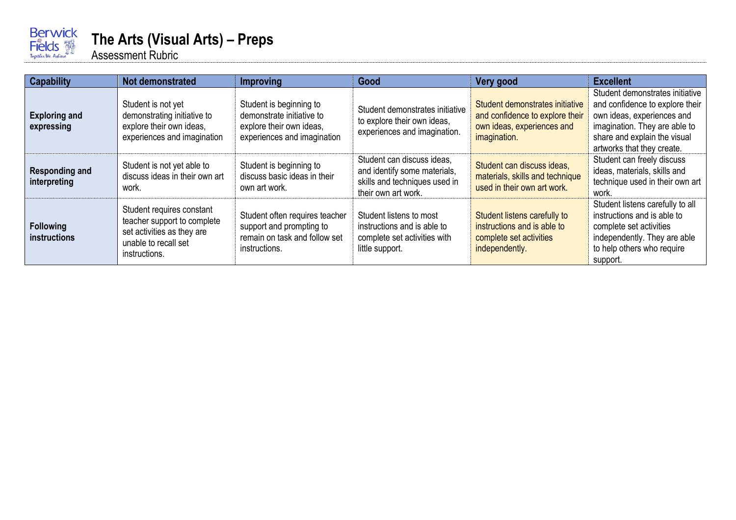# The Arts (Visual Arts) – Preps

Assessment Rubric

| Capability | Not demonstrated | Improving | Good | Very good | Excellent |
| --- | --- | --- | --- | --- | --- |
| **Exploring and expressing** | Student is not yet demonstrating initiative to explore their own ideas, experiences and imagination | Student is beginning to demonstrate initiative to explore their own ideas, experiences and imagination | Student demonstrates initiative to explore their own ideas, experiences and imagination. | Student demonstrates initiative and confidence to explore their own ideas, experiences and imagination. | Student demonstrates initiative and confidence to explore their own ideas, experiences and imagination. They are able to share and explain the visual artworks that they create. |
| **Responding and interpreting** | Student is not yet able to discuss ideas in their own art work. | Student is beginning to discuss basic ideas in their own art work. | Student can discuss ideas, and identify some materials, skills and techniques used in their own art work. | Student can discuss ideas, materials, skills and technique used in their own art work. | Student can freely discuss ideas, materials, skills and technique used in their own art work. |
| **Following instructions** | Student requires constant teacher support to complete set activities as they are unable to recall set instructions. | Student often requires teacher support and prompting to remain on task and follow set instructions. | Student listens to most instructions and is able to complete set activities with little support. | Student listens carefully to instructions and is able to complete set activities independently. | Student listens carefully to all instructions and is able to complete set activities independently. They are able to help others who require support. |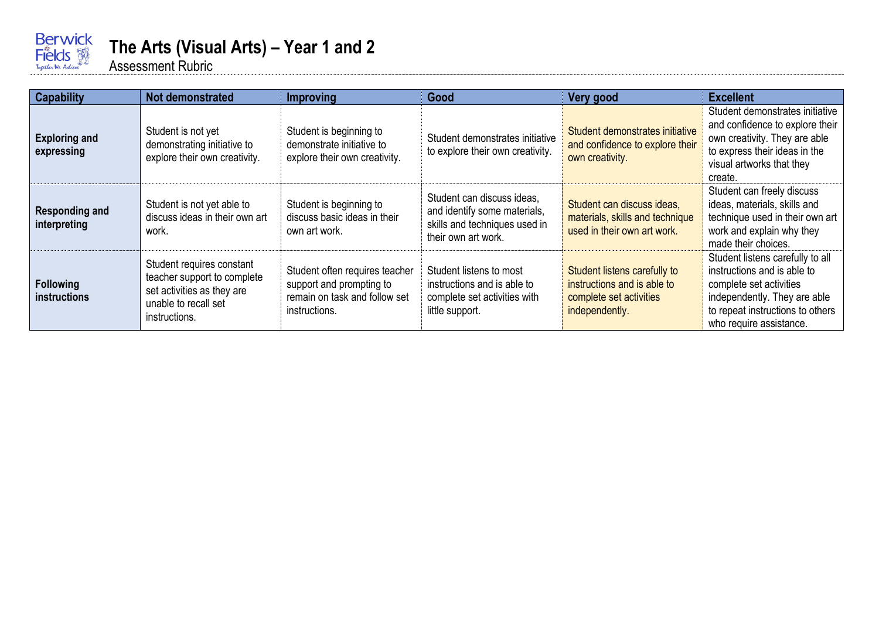# The Arts (Visual Arts) – Year 1 and 2

Assessment Rubric

| Capability | Not demonstrated | Improving | Good | Very good | Excellent |
|---|---|---|---|---|---|
| **Exploring and expressing** | Student is not yet demonstrating initiative to explore their own creativity. | Student is beginning to demonstrate initiative to explore their own creativity. | Student demonstrates initiative to explore their own creativity. | Student demonstrates initiative and confidence to explore their own creativity. | Student demonstrates initiative and confidence to explore their own creativity. They are able to express their ideas in the visual artworks that they create. |
| **Responding and interpreting** | Student is not yet able to discuss ideas in their own art work. | Student is beginning to discuss basic ideas in their own art work. | Student can discuss ideas, and identify some materials, skills and techniques used in their own art work. | Student can discuss ideas, materials, skills and technique used in their own art work. | Student can freely discuss ideas, materials, skills and technique used in their own art work and explain why they made their choices. |
| **Following instructions** | Student requires constant teacher support to complete set activities as they are unable to recall set instructions. | Student often requires teacher support and prompting to remain on task and follow set instructions. | Student listens to most instructions and is able to complete set activities with little support. | Student listens carefully to instructions and is able to complete set activities independently. | Student listens carefully to all instructions and is able to complete set activities independently. They are able to repeat instructions to others who require assistance. |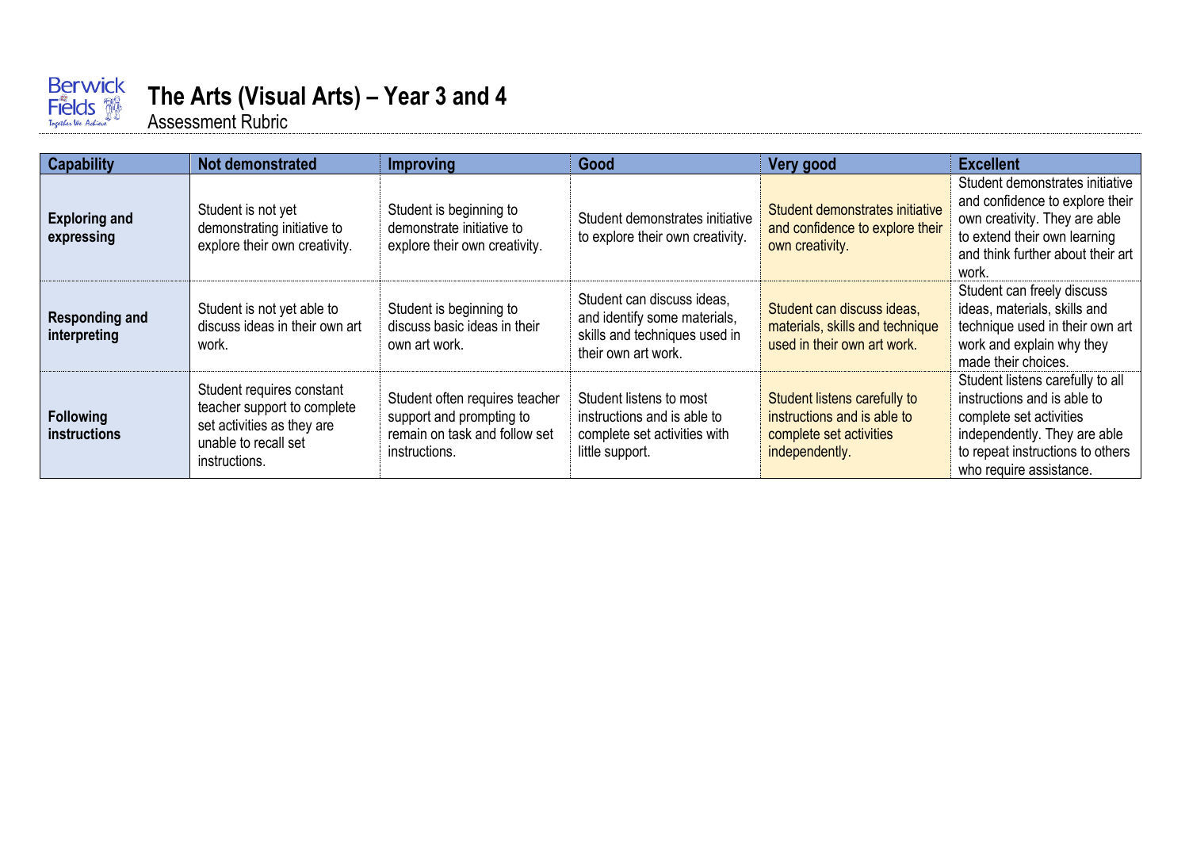# The Arts (Visual Arts) – Year 3 and 4

Assessment Rubric

| Capability | Not demonstrated | Improving | Good | Very good | Excellent |
| --- | --- | --- | --- | --- | --- |
| **Exploring and expressing** | Student is not yet demonstrating initiative to explore their own creativity. | Student is beginning to demonstrate initiative to explore their own creativity. | Student demonstrates initiative to explore their own creativity. | Student demonstrates initiative and confidence to explore their own creativity. | Student demonstrates initiative and confidence to explore their own creativity. They are able to extend their own learning and think further about their art work. |
| **Responding and interpreting** | Student is not yet able to discuss ideas in their own art work. | Student is beginning to discuss basic ideas in their own art work. | Student can discuss ideas, and identify some materials, skills and techniques used in their own art work. | Student can discuss ideas, materials, skills and technique used in their own art work. | Student can freely discuss ideas, materials, skills and technique used in their own art work and explain why they made their choices. |
| **Following instructions** | Student requires constant teacher support to complete set activities as they are unable to recall set instructions. | Student often requires teacher support and prompting to remain on task and follow set instructions. | Student listens to most instructions and is able to complete set activities with little support. | Student listens carefully to instructions and is able to complete set activities independently. | Student listens carefully to all instructions and is able to complete set activities independently. They are able to repeat instructions to others who require assistance. |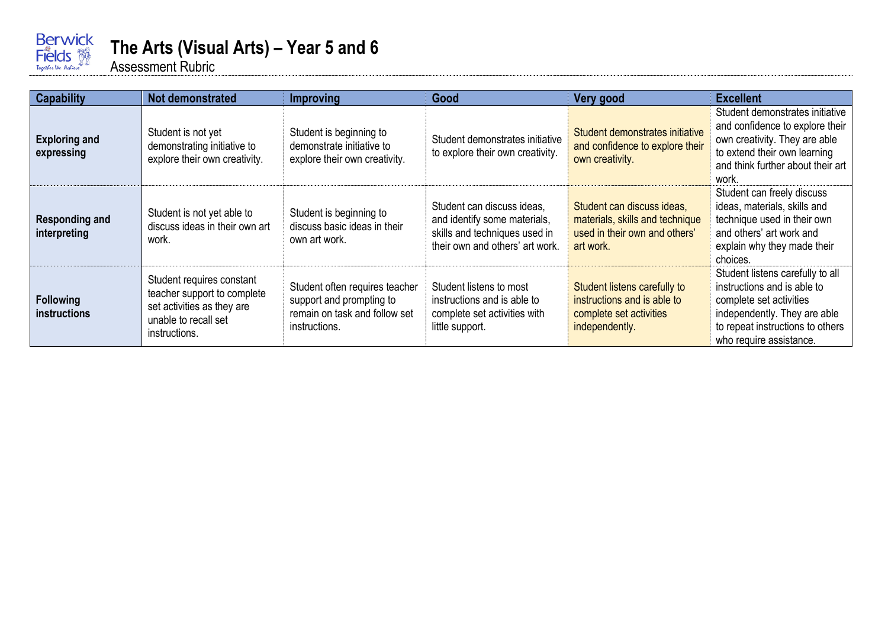# The Arts (Visual Arts) – Year 5 and 6

Assessment Rubric

| Capability | Not demonstrated | Improving | Good | Very good | Excellent |
|---|---|---|---|---|---|
| **Exploring and expressing** | Student is not yet demonstrating initiative to explore their own creativity. | Student is beginning to demonstrate initiative to explore their own creativity. | Student demonstrates initiative to explore their own creativity. | Student demonstrates initiative and confidence to explore their own creativity. | Student demonstrates initiative and confidence to explore their own creativity. They are able to extend their own learning and think further about their art work. |
| **Responding and interpreting** | Student is not yet able to discuss ideas in their own art work. | Student is beginning to discuss basic ideas in their own art work. | Student can discuss ideas, and identify some materials, skills and techniques used in their own and others' art work. | Student can discuss ideas, materials, skills and technique used in their own and others' art work. | Student can freely discuss ideas, materials, skills and technique used in their own and others' art work and explain why they made their choices. |
| **Following instructions** | Student requires constant teacher support to complete set activities as they are unable to recall set instructions. | Student often requires teacher support and prompting to remain on task and follow set instructions. | Student listens to most instructions and is able to complete set activities with little support. | Student listens carefully to instructions and is able to complete set activities independently. | Student listens carefully to all instructions and is able to complete set activities independently. They are able to repeat instructions to others who require assistance. |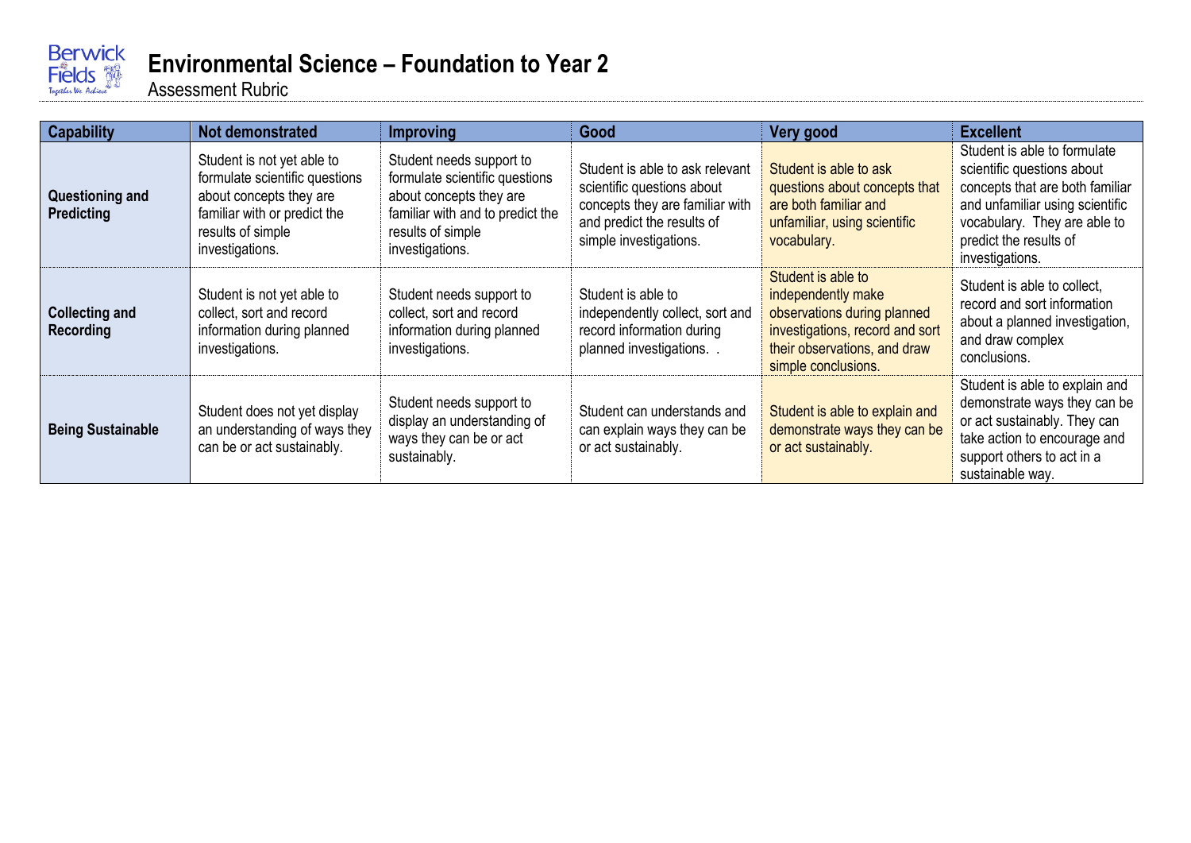# Environmental Science – Foundation to Year 2

Assessment Rubric

| Capability | Not demonstrated | Improving | Good | Very good | Excellent |
|---|---|---|---|---|---|
| **Questioning and Predicting** | Student is not yet able to formulate scientific questions about concepts they are familiar with or predict the results of simple investigations. | Student needs support to formulate scientific questions about concepts they are familiar with and to predict the results of simple investigations. | Student is able to ask relevant scientific questions about concepts they are familiar with and predict the results of simple investigations. | Student is able to ask questions about concepts that are both familiar and unfamiliar, using scientific vocabulary. | Student is able to formulate scientific questions about concepts that are both familiar and unfamiliar using scientific vocabulary. They are able to predict the results of investigations. |
| **Collecting and Recording** | Student is not yet able to collect, sort and record information during planned investigations. | Student needs support to collect, sort and record information during planned investigations. | Student is able to independently collect, sort and record information during planned investigations. . | Student is able to independently make observations during planned investigations, record and sort their observations, and draw simple conclusions. | Student is able to collect, record and sort information about a planned investigation, and draw complex conclusions. |
| **Being Sustainable** | Student does not yet display an understanding of ways they can be or act sustainably. | Student needs support to display an understanding of ways they can be or act sustainably. | Student can understands and can explain ways they can be or act sustainably. | Student is able to explain and demonstrate ways they can be or act sustainably. | Student is able to explain and demonstrate ways they can be or act sustainably. They can take action to encourage and support others to act in a sustainable way. |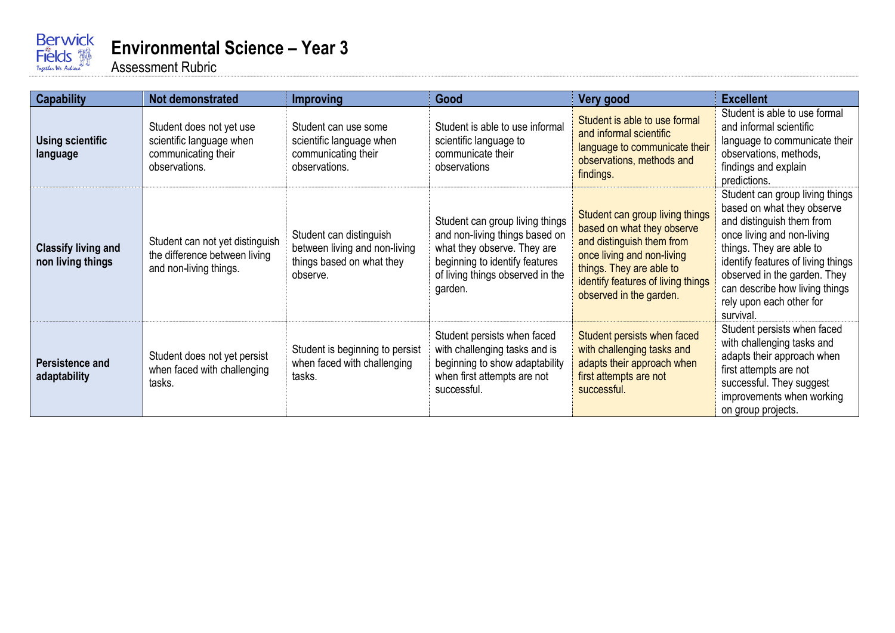Berwick Fields
Together We Achieve

# Environmental Science – Year 3

Assessment Rubric

| Capability | Not demonstrated | Improving | Good | Very good | Excellent |
|---|---|---|---|---|---|
| **Using scientific language** | Student does not yet use scientific language when communicating their observations. | Student can use some scientific language when communicating their observations. | Student is able to use informal scientific language to communicate their observations | Student is able to use formal and informal scientific language to communicate their observations, methods and findings. | Student is able to use formal and informal scientific language to communicate their observations, methods, findings and explain predictions. |
| **Classify living and non living things** | Student can not yet distinguish the difference between living and non-living things. | Student can distinguish between living and non-living things based on what they observe. | Student can group living things and non-living things based on what they observe. They are beginning to identify features of living things observed in the garden. | Student can group living things based on what they observe and distinguish them from once living and non-living things. They are able to identify features of living things observed in the garden. | Student can group living things based on what they observe and distinguish them from once living and non-living things. They are able to identify features of living things observed in the garden. They can describe how living things rely upon each other for survival. |
| **Persistence and adaptability** | Student does not yet persist when faced with challenging tasks. | Student is beginning to persist when faced with challenging tasks. | Student persists when faced with challenging tasks and is beginning to show adaptability when first attempts are not successful. | Student persists when faced with challenging tasks and adapts their approach when first attempts are not successful. | Student persists when faced with challenging tasks and adapts their approach when first attempts are not successful. They suggest improvements when working on group projects. |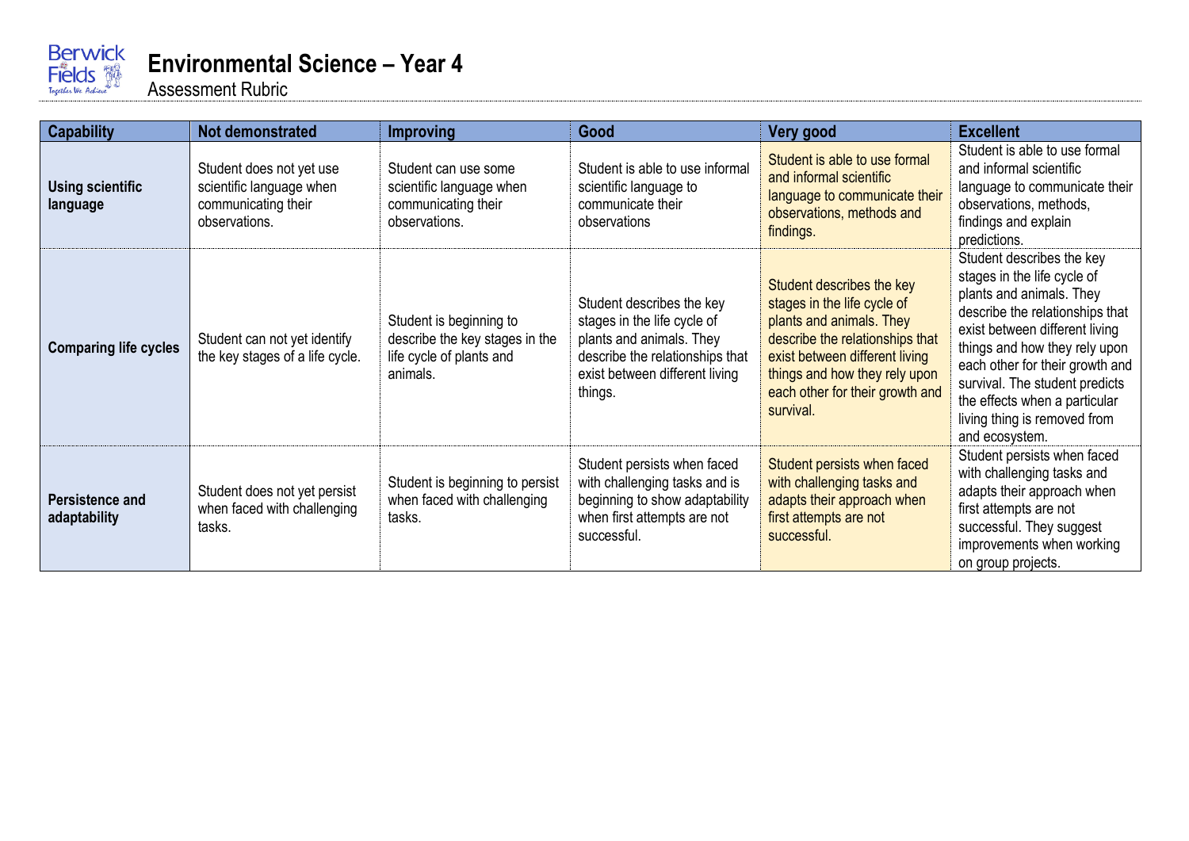# Environmental Science – Year 4

Assessment Rubric

| Capability | Not demonstrated | Improving | Good | Very good | Excellent |
| --- | --- | --- | --- | --- | --- |
| **Using scientific language** | Student does not yet use scientific language when communicating their observations. | Student can use some scientific language when communicating their observations. | Student is able to use informal scientific language to communicate their observations | Student is able to use formal and informal scientific language to communicate their observations, methods and findings. | Student is able to use formal and informal scientific language to communicate their observations, methods, findings and explain predictions. |
| **Comparing life cycles** | Student can not yet identify the key stages of a life cycle. | Student is beginning to describe the key stages in the life cycle of plants and animals. | Student describes the key stages in the life cycle of plants and animals. They describe the relationships that exist between different living things. | Student describes the key stages in the life cycle of plants and animals. They describe the relationships that exist between different living things and how they rely upon each other for their growth and survival. | Student describes the key stages in the life cycle of plants and animals. They describe the relationships that exist between different living things and how they rely upon each other for their growth and survival. The student predicts the effects when a particular living thing is removed from and ecosystem. |
| **Persistence and adaptability** | Student does not yet persist when faced with challenging tasks. | Student is beginning to persist when faced with challenging tasks. | Student persists when faced with challenging tasks and is beginning to show adaptability when first attempts are not successful. | Student persists when faced with challenging tasks and adapts their approach when first attempts are not successful. | Student persists when faced with challenging tasks and adapts their approach when first attempts are not successful. They suggest improvements when working on group projects. |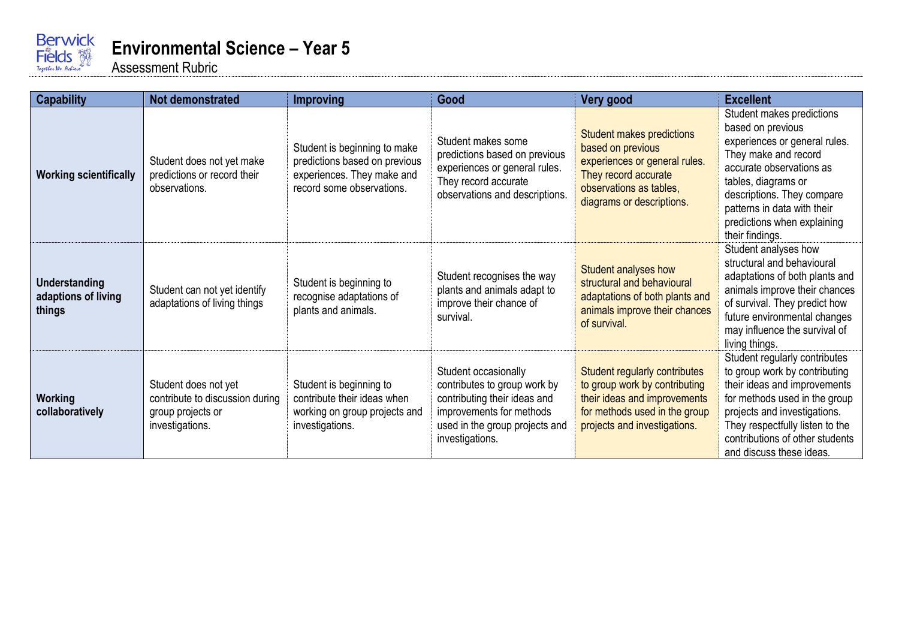# Environmental Science – Year 5

Assessment Rubric

| Capability | Not demonstrated | Improving | Good | Very good | Excellent |
|---|---|---|---|---|---|
| **Working scientifically** | Student does not yet make predictions or record their observations. | Student is beginning to make predictions based on previous experiences. They make and record some observations. | Student makes some predictions based on previous experiences or general rules. They record accurate observations and descriptions. | Student makes predictions based on previous experiences or general rules. They record accurate observations as tables, diagrams or descriptions. | Student makes predictions based on previous experiences or general rules. They make and record accurate observations as tables, diagrams or descriptions. They compare patterns in data with their predictions when explaining their findings. |
| **Understanding adaptions of living things** | Student can not yet identify adaptations of living things | Student is beginning to recognise adaptations of plants and animals. | Student recognises the way plants and animals adapt to improve their chance of survival. | Student analyses how structural and behavioural adaptations of both plants and animals improve their chances of survival. | Student analyses how structural and behavioural adaptations of both plants and animals improve their chances of survival. They predict how future environmental changes may influence the survival of living things. |
| **Working collaboratively** | Student does not yet contribute to discussion during group projects or investigations. | Student is beginning to contribute their ideas when working on group projects and investigations. | Student occasionally contributes to group work by contributing their ideas and improvements for methods used in the group projects and investigations. | Student regularly contributes to group work by contributing their ideas and improvements for methods used in the group projects and investigations. | Student regularly contributes to group work by contributing their ideas and improvements for methods used in the group projects and investigations. They respectfully listen to the contributions of other students and discuss these ideas. |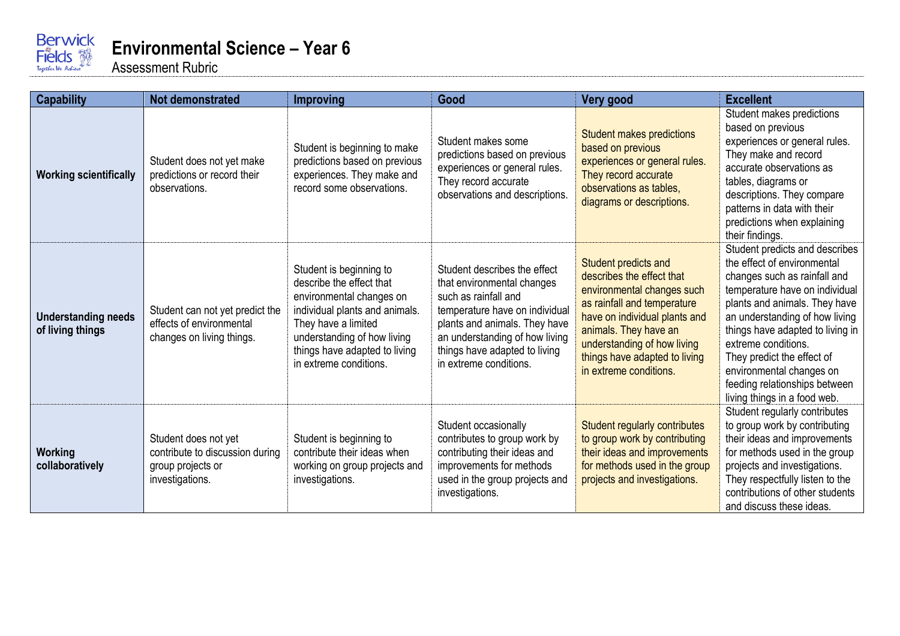Berwick Fields
Together We Achieve

# Environmental Science – Year 6

Assessment Rubric

| Capability | Not demonstrated | Improving | Good | Very good | Excellent |
|---|---|---|---|---|---|
| **Working scientifically** | Student does not yet make predictions or record their observations. | Student is beginning to make predictions based on previous experiences. They make and record some observations. | Student makes some predictions based on previous experiences or general rules. They record accurate observations and descriptions. | Student makes predictions based on previous experiences or general rules. They record accurate observations as tables, diagrams or descriptions. | Student makes predictions based on previous experiences or general rules. They make and record accurate observations as tables, diagrams or descriptions. They compare patterns in data with their predictions when explaining their findings. |
| **Understanding needs of living things** | Student can not yet predict the effects of environmental changes on living things. | Student is beginning to describe the effect that environmental changes on individual plants and animals. They have a limited understanding of how living things have adapted to living in extreme conditions. | Student describes the effect that environmental changes such as rainfall and temperature have on individual plants and animals. They have an understanding of how living things have adapted to living in extreme conditions. | Student predicts and describes the effect that environmental changes such as rainfall and temperature have on individual plants and animals. They have an understanding of how living things have adapted to living in extreme conditions. | Student predicts and describes the effect of environmental changes such as rainfall and temperature have on individual plants and animals. They have an understanding of how living things have adapted to living in extreme conditions. They predict the effect of environmental changes on feeding relationships between living things in a food web. |
| **Working collaboratively** | Student does not yet contribute to discussion during group projects or investigations. | Student is beginning to contribute their ideas when working on group projects and investigations. | Student occasionally contributes to group work by contributing their ideas and improvements for methods used in the group projects and investigations. | Student regularly contributes to group work by contributing their ideas and improvements for methods used in the group projects and investigations. | Student regularly contributes to group work by contributing their ideas and improvements for methods used in the group projects and investigations. They respectfully listen to the contributions of other students and discuss these ideas. |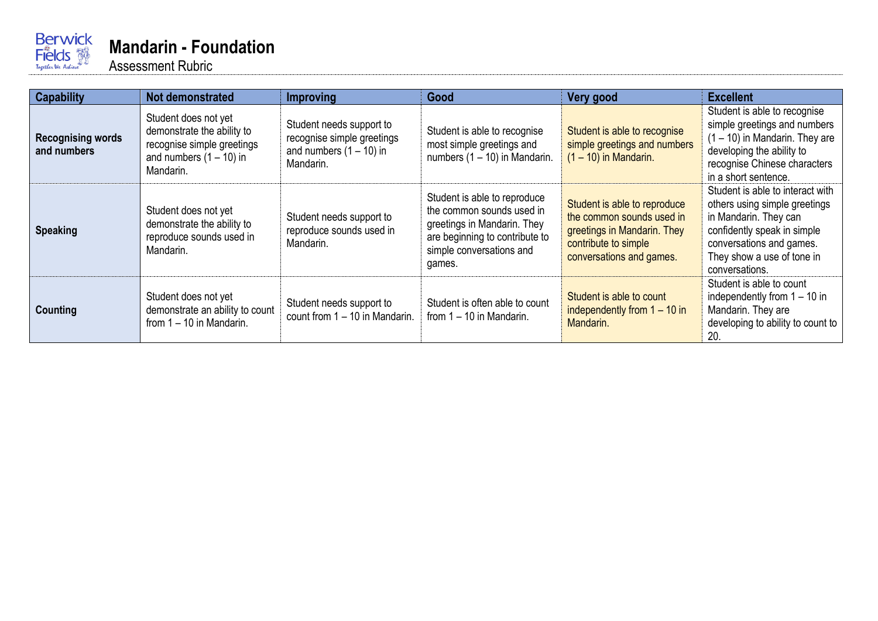# Mandarin - Foundation

Assessment Rubric

| Capability | Not demonstrated | Improving | Good | Very good | Excellent |
|---|---|---|---|---|---|
| **Recognising words and numbers** | Student does not yet demonstrate the ability to recognise simple greetings and numbers (1 – 10) in Mandarin. | Student needs support to recognise simple greetings and numbers (1 – 10) in Mandarin. | Student is able to recognise most simple greetings and numbers (1 – 10) in Mandarin. | Student is able to recognise simple greetings and numbers (1 – 10) in Mandarin. | Student is able to recognise simple greetings and numbers (1 – 10) in Mandarin. They are developing the ability to recognise Chinese characters in a short sentence. |
| **Speaking** | Student does not yet demonstrate the ability to reproduce sounds used in Mandarin. | Student needs support to reproduce sounds used in Mandarin. | Student is able to reproduce the common sounds used in greetings in Mandarin. They are beginning to contribute to simple conversations and games. | Student is able to reproduce the common sounds used in greetings in Mandarin. They contribute to simple conversations and games. | Student is able to interact with others using simple greetings in Mandarin. They can confidently speak in simple conversations and games. They show a use of tone in conversations. |
| **Counting** | Student does not yet demonstrate an ability to count from 1 – 10 in Mandarin. | Student needs support to count from 1 – 10 in Mandarin. | Student is often able to count from 1 – 10 in Mandarin. | Student is able to count independently from 1 – 10 in Mandarin. | Student is able to count independently from 1 – 10 in Mandarin. They are developing to ability to count to 20. |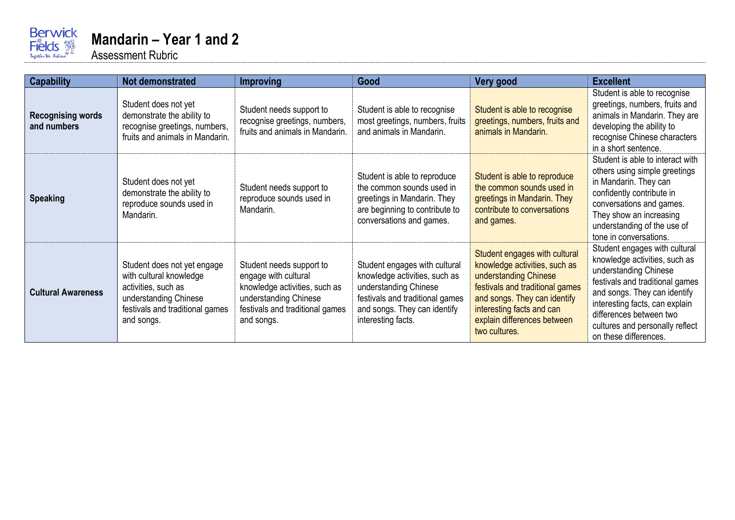# Mandarin – Year 1 and 2

Assessment Rubric

| Capability | Not demonstrated | Improving | Good | Very good | Excellent |
| --- | --- | --- | --- | --- | --- |
| **Recognising words and numbers** | Student does not yet demonstrate the ability to recognise greetings, numbers, fruits and animals in Mandarin. | Student needs support to recognise greetings, numbers, fruits and animals in Mandarin. | Student is able to recognise most greetings, numbers, fruits and animals in Mandarin. | Student is able to recognise greetings, numbers, fruits and animals in Mandarin. | Student is able to recognise greetings, numbers, fruits and animals in Mandarin. They are developing the ability to recognise Chinese characters in a short sentence. |
| **Speaking** | Student does not yet demonstrate the ability to reproduce sounds used in Mandarin. | Student needs support to reproduce sounds used in Mandarin. | Student is able to reproduce the common sounds used in greetings in Mandarin. They are beginning to contribute to conversations and games. | Student is able to reproduce the common sounds used in greetings in Mandarin. They contribute to conversations and games. | Student is able to interact with others using simple greetings in Mandarin. They can confidently contribute in conversations and games. They show an increasing understanding of the use of tone in conversations. |
| **Cultural Awareness** | Student does not yet engage with cultural knowledge activities, such as understanding Chinese festivals and traditional games and songs. | Student needs support to engage with cultural knowledge activities, such as understanding Chinese festivals and traditional games and songs. | Student engages with cultural knowledge activities, such as understanding Chinese festivals and traditional games and songs. They can identify interesting facts. | Student engages with cultural knowledge activities, such as understanding Chinese festivals and traditional games and songs. They can identify interesting facts and can explain differences between two cultures. | Student engages with cultural knowledge activities, such as understanding Chinese festivals and traditional games and songs. They can identify interesting facts, can explain differences between two cultures and personally reflect on these differences. |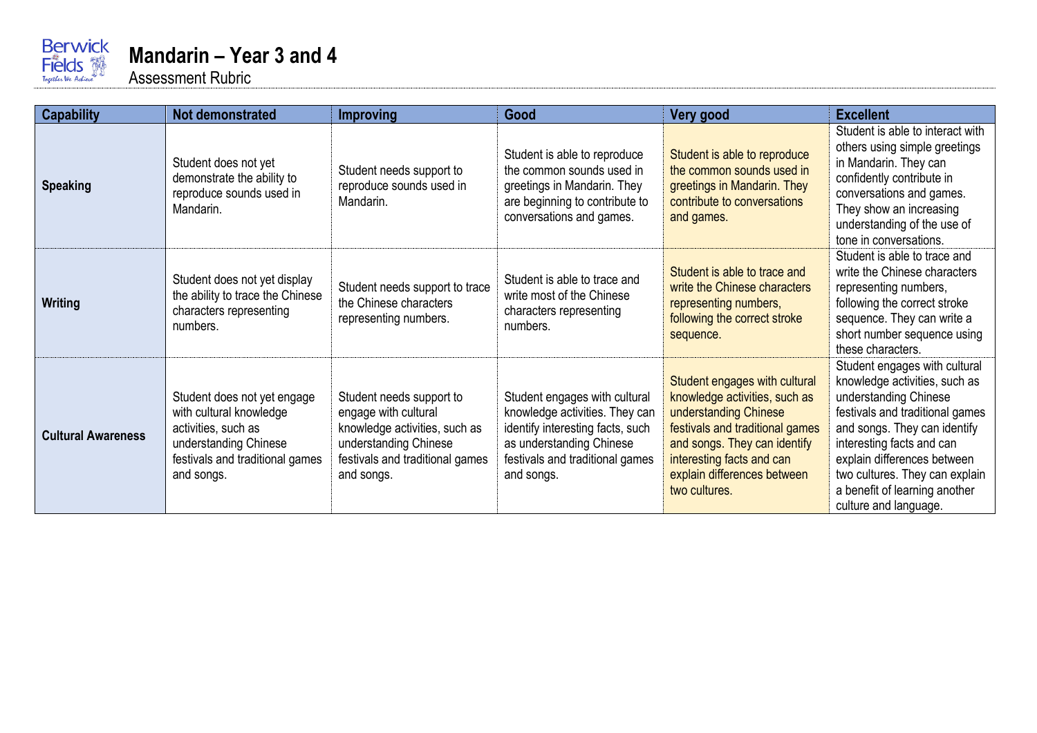# Mandarin – Year 3 and 4

Assessment Rubric

| Capability | Not demonstrated | Improving | Good | Very good | Excellent |
| --- | --- | --- | --- | --- | --- |
| **Speaking** | Student does not yet demonstrate the ability to reproduce sounds used in Mandarin. | Student needs support to reproduce sounds used in Mandarin. | Student is able to reproduce the common sounds used in greetings in Mandarin. They are beginning to contribute to conversations and games. | Student is able to reproduce the common sounds used in greetings in Mandarin. They contribute to conversations and games. | Student is able to interact with others using simple greetings in Mandarin. They can confidently contribute in conversations and games. They show an increasing understanding of the use of tone in conversations. |
| **Writing** | Student does not yet display the ability to trace the Chinese characters representing numbers. | Student needs support to trace the Chinese characters representing numbers. | Student is able to trace and write most of the Chinese characters representing numbers. | Student is able to trace and write the Chinese characters representing numbers, following the correct stroke sequence. | Student is able to trace and write the Chinese characters representing numbers, following the correct stroke sequence. They can write a short number sequence using these characters. |
| **Cultural Awareness** | Student does not yet engage with cultural knowledge activities, such as understanding Chinese festivals and traditional games and songs. | Student needs support to engage with cultural knowledge activities, such as understanding Chinese festivals and traditional games and songs. | Student engages with cultural knowledge activities. They can identify interesting facts, such as understanding Chinese festivals and traditional games and songs. | Student engages with cultural knowledge activities, such as understanding Chinese festivals and traditional games and songs. They can identify interesting facts and can explain differences between two cultures. | Student engages with cultural knowledge activities, such as understanding Chinese festivals and traditional games and songs. They can identify interesting facts and can explain differences between two cultures. They can explain a benefit of learning another culture and language. |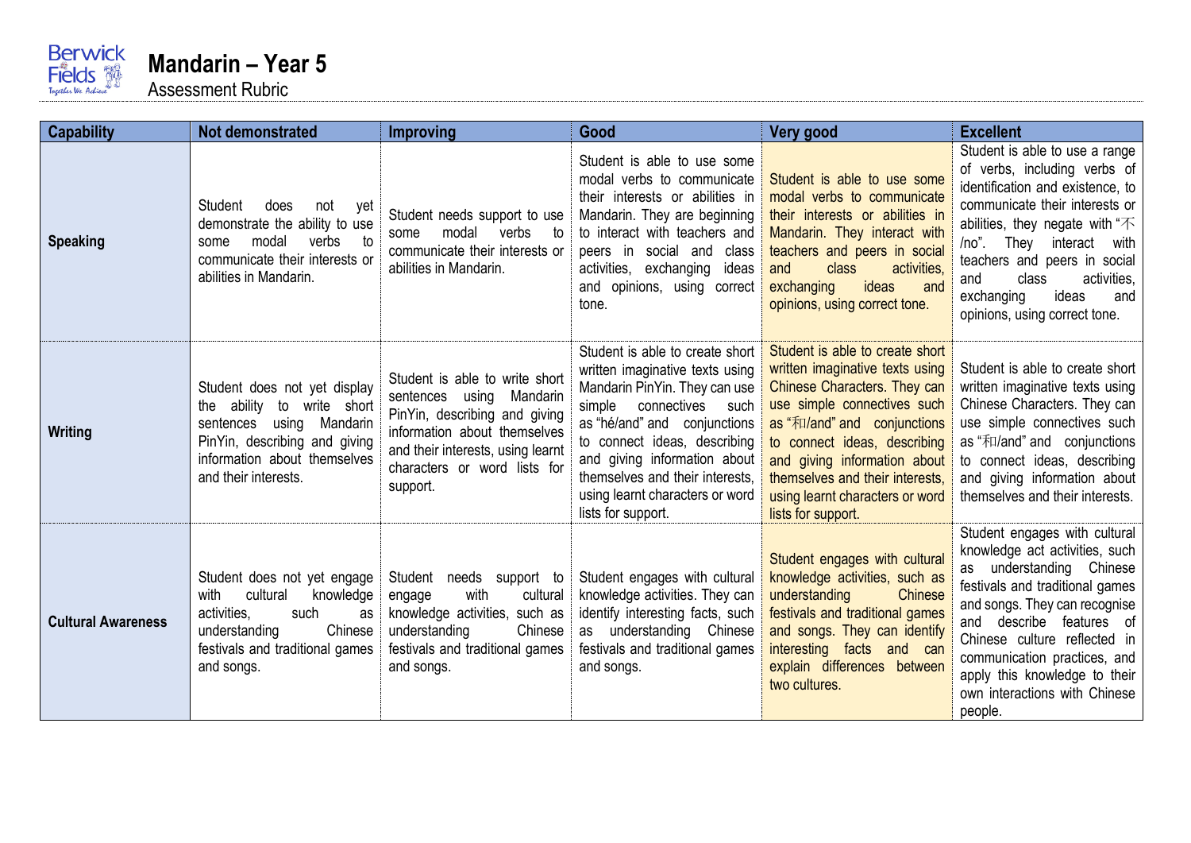Berwick Fields
Together We Achieve

# Mandarin – Year 5

Assessment Rubric

| Capability | Not demonstrated | Improving | Good | Very good | Excellent |
|---|---|---|---|---|---|
| **Speaking** | Student does not yet demonstrate the ability to use some modal verbs to communicate their interests or abilities in Mandarin. | Student needs support to use some modal verbs to communicate their interests or abilities in Mandarin. | Student is able to use some modal verbs to communicate their interests or abilities in Mandarin. They are beginning to interact with teachers and peers in social and class activities, exchanging ideas and opinions, using correct tone. | Student is able to use some modal verbs to communicate their interests or abilities in Mandarin. They interact with teachers and peers in social and class activities, exchanging ideas and opinions, using correct tone. | Student is able to use a range of verbs, including verbs of identification and existence, to communicate their interests or abilities, they negate with "不/no". They interact with teachers and peers in social and class activities, exchanging ideas and opinions, using correct tone. |
| **Writing** | Student does not yet display the ability to write short sentences using Mandarin PinYin, describing and giving information about themselves and their interests. | Student is able to write short sentences using Mandarin PinYin, describing and giving information about themselves and their interests, using learnt characters or word lists for support. | Student is able to create short written imaginative texts using Mandarin PinYin. They can use simple connectives such as "hé/and" and conjunctions to connect ideas, describing and giving information about themselves and their interests, using learnt characters or word lists for support. | Student is able to create short written imaginative texts using Chinese Characters. They can use simple connectives such as "和/and" and conjunctions to connect ideas, describing and giving information about themselves and their interests, using learnt characters or word lists for support. | Student is able to create short written imaginative texts using Chinese Characters. They can use simple connectives such as "和/and" and conjunctions to connect ideas, describing and giving information about themselves and their interests. |
| **Cultural Awareness** | Student does not yet engage with cultural knowledge activities, such as understanding Chinese festivals and traditional games and songs. | Student needs support to engage with cultural knowledge activities, such as understanding Chinese festivals and traditional games and songs. | Student engages with cultural knowledge activities. They can identify interesting facts, such as understanding Chinese festivals and traditional games and songs. | Student engages with cultural knowledge activities, such as understanding Chinese festivals and traditional games and songs. They can identify interesting facts and can explain differences between two cultures. | Student engages with cultural knowledge act activities, such as understanding Chinese festivals and traditional games and songs. They can recognise and describe features of Chinese culture reflected in communication practices, and apply this knowledge to their own interactions with Chinese people. |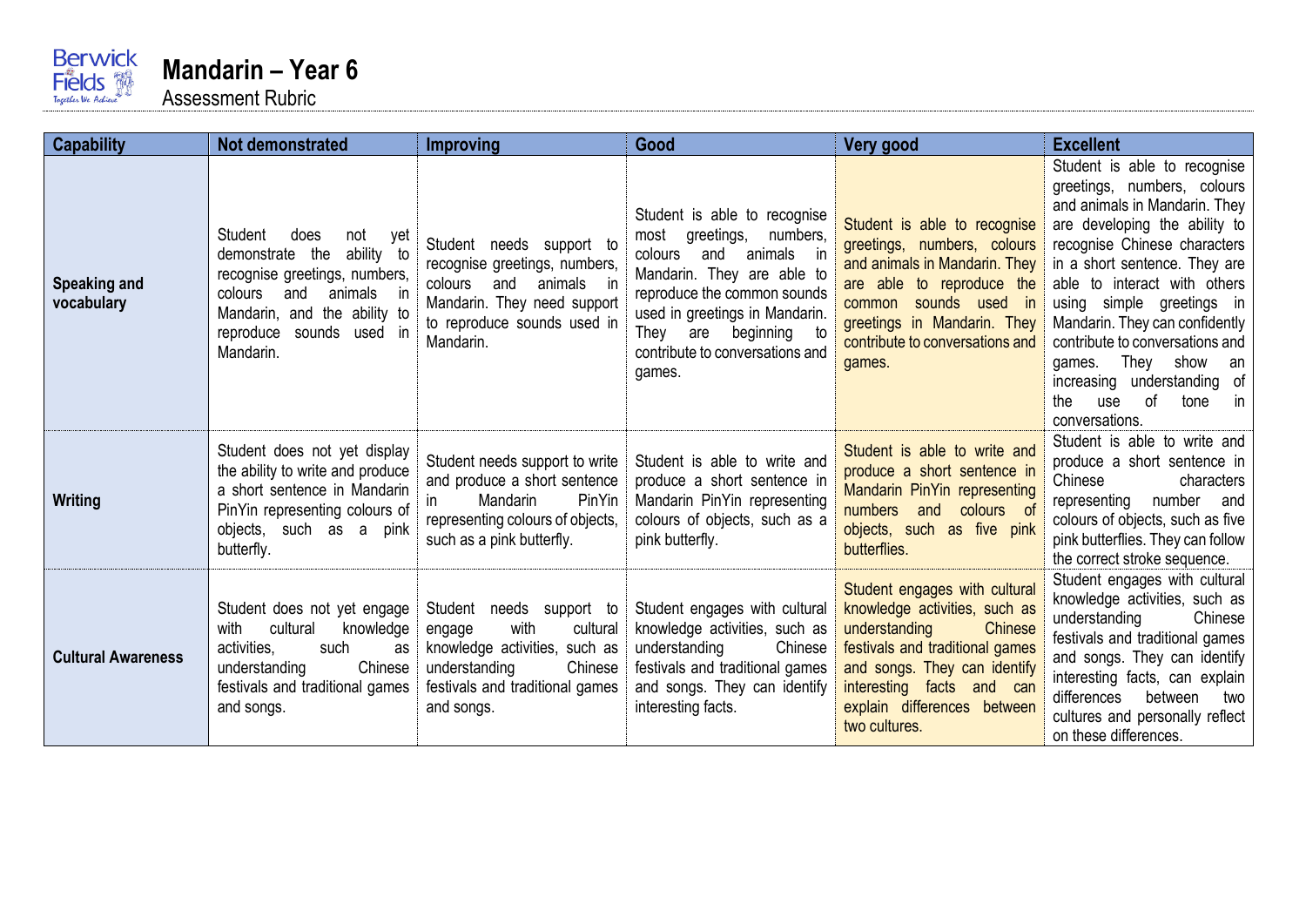# Mandarin – Year 6

Assessment Rubric

| Capability | Not demonstrated | Improving | Good | Very good | Excellent |
|---|---|---|---|---|---|
| **Speaking and vocabulary** | Student does not yet demonstrate the ability to recognise greetings, numbers, colours and animals in Mandarin, and the ability to reproduce sounds used in Mandarin. | Student needs support to recognise greetings, numbers, colours and animals in Mandarin. They need support to reproduce sounds used in Mandarin. | Student is able to recognise most greetings, numbers, colours and animals in Mandarin. They are able to reproduce the common sounds used in greetings in Mandarin. They are beginning to contribute to conversations and games. | Student is able to recognise greetings, numbers, colours and animals in Mandarin. They are able to reproduce the common sounds used in greetings in Mandarin. They contribute to conversations and games. | Student is able to recognise greetings, numbers, colours and animals in Mandarin. They are developing the ability to recognise Chinese characters in a short sentence. They are able to interact with others using simple greetings in Mandarin. They can confidently contribute to conversations and games. They show an increasing understanding of the use of tone in conversations. |
| **Writing** | Student does not yet display the ability to write and produce a short sentence in Mandarin PinYin representing colours of objects, such as a pink butterfly. | Student needs support to write and produce a short sentence in Mandarin PinYin representing colours of objects, such as a pink butterfly. | Student is able to write and produce a short sentence in Mandarin PinYin representing colours of objects, such as a pink butterfly. | Student is able to write and produce a short sentence in Mandarin PinYin representing numbers and colours of objects, such as five pink butterflies. | Student is able to write and produce a short sentence in Chinese characters representing number and colours of objects, such as five pink butterflies. They can follow the correct stroke sequence. |
| **Cultural Awareness** | Student does not yet engage with cultural knowledge activities, such as understanding Chinese festivals and traditional games and songs. | Student needs support to engage with cultural knowledge activities, such as understanding Chinese festivals and traditional games and songs. | Student engages with cultural knowledge activities, such as understanding Chinese festivals and traditional games and songs. They can identify interesting facts. | Student engages with cultural knowledge activities, such as understanding Chinese festivals and traditional games and songs. They can identify interesting facts and can explain differences between two cultures. | Student engages with cultural knowledge activities, such as understanding Chinese festivals and traditional games and songs. They can identify interesting facts, can explain differences between two cultures and personally reflect on these differences. |